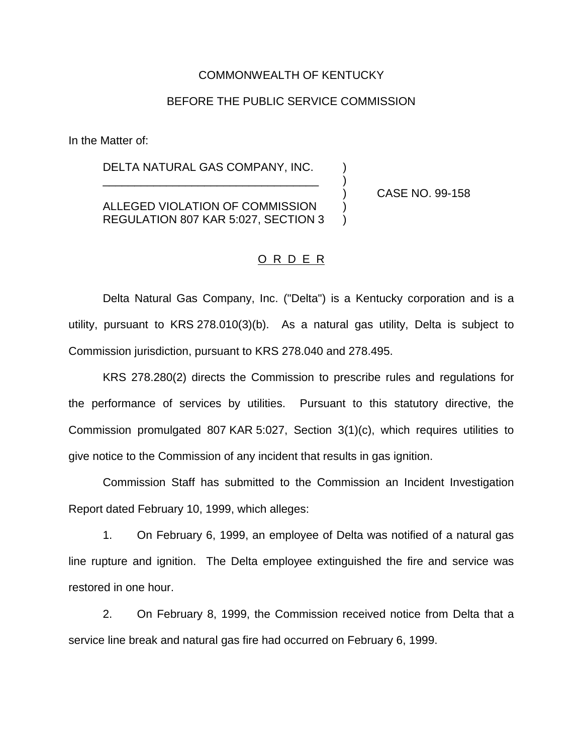COMMONWEALTH OF KENTUCKY

BEFORE THE PUBLIC SERVICE COMMISSION

In the Matter of:

DELTA NATURAL GAS COMPANY, INC.
___________________________________

ALLEGED VIOLATION OF COMMISSION REGULATION 807 KAR 5:027, SECTION 3

CASE NO. 99-158

O R D E R

Delta Natural Gas Company, Inc. ("Delta") is a Kentucky corporation and is a utility, pursuant to KRS 278.010(3)(b). As a natural gas utility, Delta is subject to Commission jurisdiction, pursuant to KRS 278.040 and 278.495.

KRS 278.280(2) directs the Commission to prescribe rules and regulations for the performance of services by utilities. Pursuant to this statutory directive, the Commission promulgated 807 KAR 5:027, Section 3(1)(c), which requires utilities to give notice to the Commission of any incident that results in gas ignition.

Commission Staff has submitted to the Commission an Incident Investigation Report dated February 10, 1999, which alleges:

1. On February 6, 1999, an employee of Delta was notified of a natural gas line rupture and ignition. The Delta employee extinguished the fire and service was restored in one hour.

2. On February 8, 1999, the Commission received notice from Delta that a service line break and natural gas fire had occurred on February 6, 1999.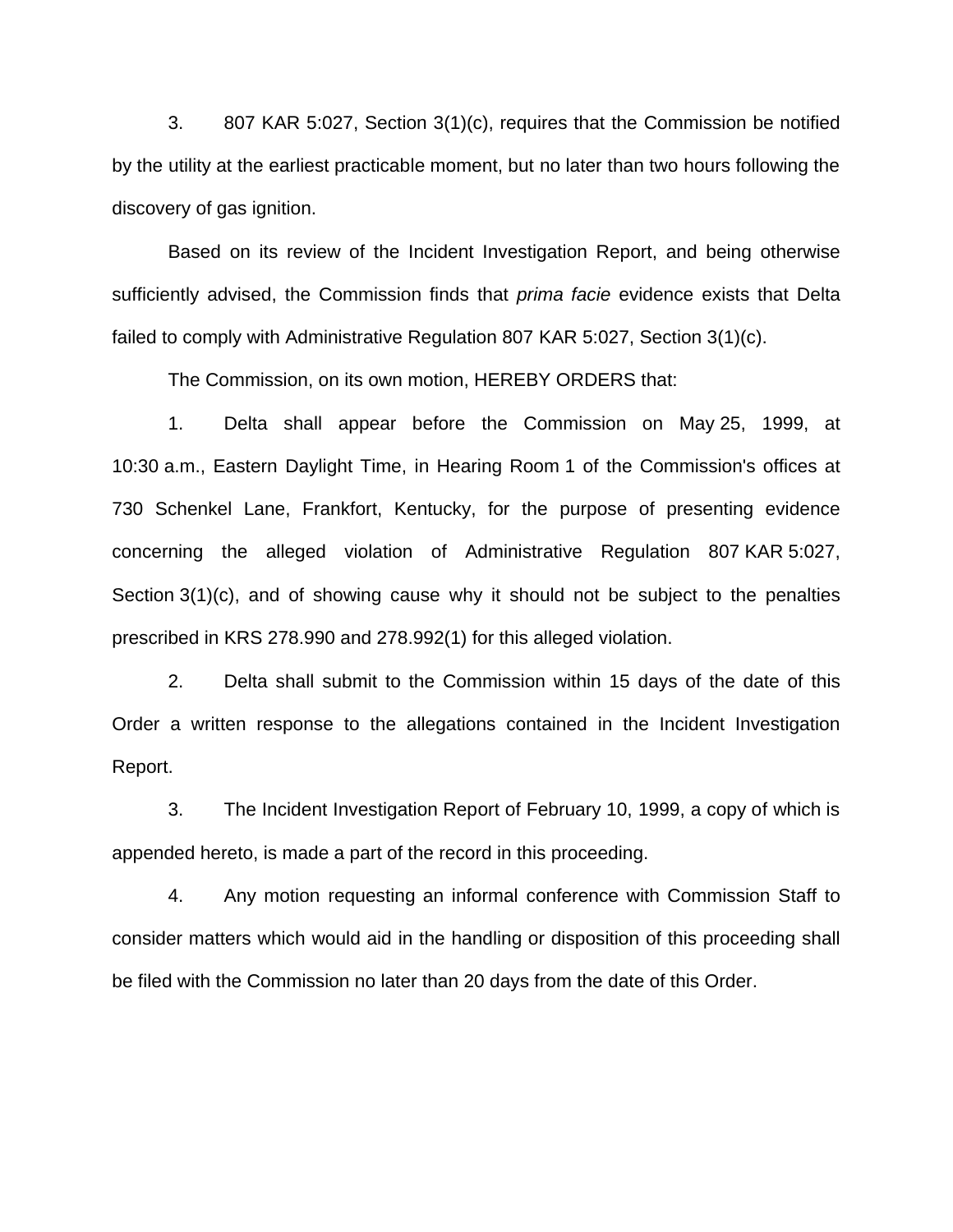3. 807 KAR 5:027, Section 3(1)(c), requires that the Commission be notified by the utility at the earliest practicable moment, but no later than two hours following the discovery of gas ignition.

Based on its review of the Incident Investigation Report, and being otherwise sufficiently advised, the Commission finds that *prima facie* evidence exists that Delta failed to comply with Administrative Regulation 807 KAR 5:027, Section 3(1)(c).

The Commission, on its own motion, HEREBY ORDERS that:

1. Delta shall appear before the Commission on May 25, 1999, at 10:30 a.m., Eastern Daylight Time, in Hearing Room 1 of the Commission's offices at 730 Schenkel Lane, Frankfort, Kentucky, for the purpose of presenting evidence concerning the alleged violation of Administrative Regulation 807 KAR 5:027, Section 3(1)(c), and of showing cause why it should not be subject to the penalties prescribed in KRS 278.990 and 278.992(1) for this alleged violation.

2. Delta shall submit to the Commission within 15 days of the date of this Order a written response to the allegations contained in the Incident Investigation Report.

3. The Incident Investigation Report of February 10, 1999, a copy of which is appended hereto, is made a part of the record in this proceeding.

4. Any motion requesting an informal conference with Commission Staff to consider matters which would aid in the handling or disposition of this proceeding shall be filed with the Commission no later than 20 days from the date of this Order.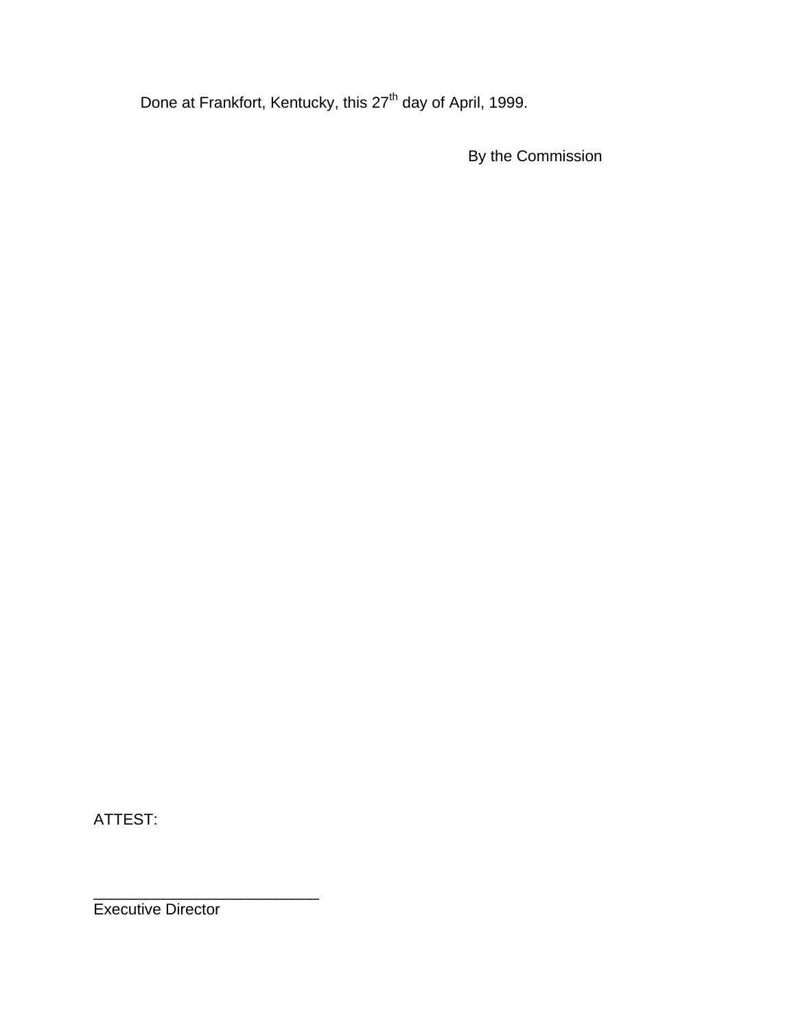Done at Frankfort, Kentucky, this 27th day of April, 1999.

By the Commission

ATTEST:

___________________________
Executive Director